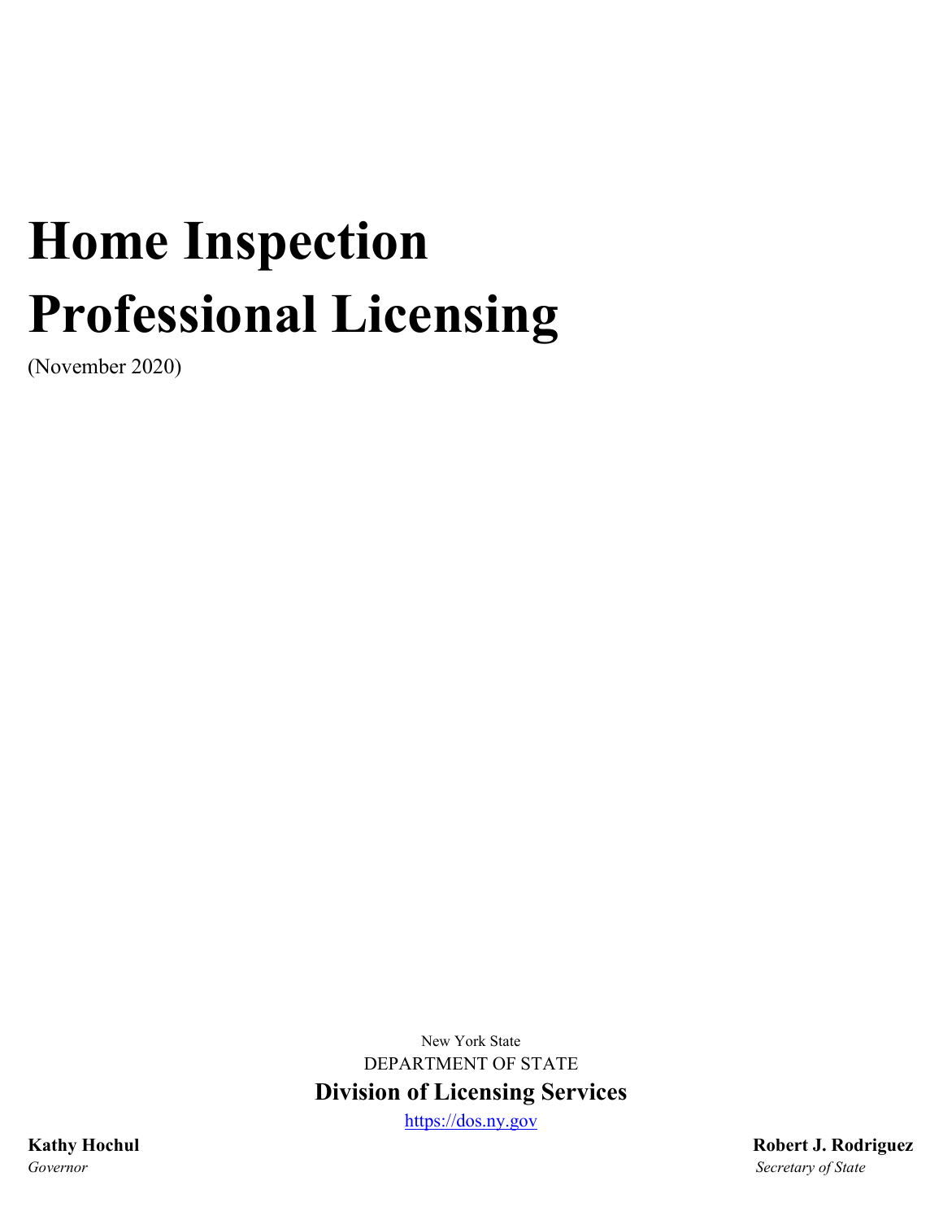# Home Inspection Professional Licensing

(November 2020)

New York State

DEPARTMENT OF STATE

**Division of Licensing Services**

https://dos.ny.gov

**Kathy Hochul**
*Governor*

**Robert J. Rodriguez**
*Secretary of State*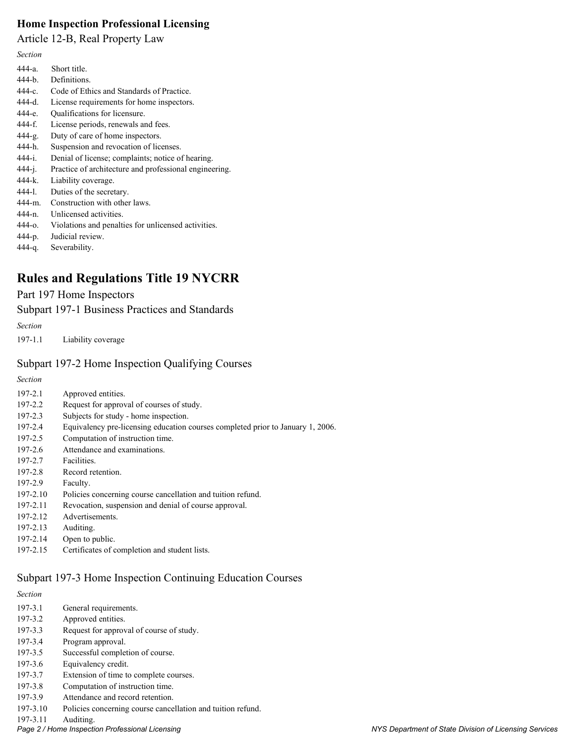## Home Inspection Professional Licensing

Article 12-B, Real Property Law

*Section*

| | |
|---|---|
| 444-a. | Short title. |
| 444-b. | Definitions. |
| 444-c. | Code of Ethics and Standards of Practice. |
| 444-d. | License requirements for home inspectors. |
| 444-e. | Qualifications for licensure. |
| 444-f. | License periods, renewals and fees. |
| 444-g. | Duty of care of home inspectors. |
| 444-h. | Suspension and revocation of licenses. |
| 444-i. | Denial of license; complaints; notice of hearing. |
| 444-j. | Practice of architecture and professional engineering. |
| 444-k. | Liability coverage. |
| 444-l. | Duties of the secretary. |
| 444-m. | Construction with other laws. |
| 444-n. | Unlicensed activities. |
| 444-o. | Violations and penalties for unlicensed activities. |
| 444-p. | Judicial review. |
| 444-q. | Severability. |

# Rules and Regulations Title 19 NYCRR

## Part 197 Home Inspectors

### Subpart 197-1 Business Practices and Standards

*Section*

| | |
|---|---|
| 197-1.1 | Liability coverage |

### Subpart 197-2 Home Inspection Qualifying Courses

*Section*

| | |
|---|---|
| 197-2.1 | Approved entities. |
| 197-2.2 | Request for approval of courses of study. |
| 197-2.3 | Subjects for study - home inspection. |
| 197-2.4 | Equivalency pre-licensing education courses completed prior to January 1, 2006. |
| 197-2.5 | Computation of instruction time. |
| 197-2.6 | Attendance and examinations. |
| 197-2.7 | Facilities. |
| 197-2.8 | Record retention. |
| 197-2.9 | Faculty. |
| 197-2.10 | Policies concerning course cancellation and tuition refund. |
| 197-2.11 | Revocation, suspension and denial of course approval. |
| 197-2.12 | Advertisements. |
| 197-2.13 | Auditing. |
| 197-2.14 | Open to public. |
| 197-2.15 | Certificates of completion and student lists. |

### Subpart 197-3 Home Inspection Continuing Education Courses

*Section*

| | |
|---|---|
| 197-3.1 | General requirements. |
| 197-3.2 | Approved entities. |
| 197-3.3 | Request for approval of course of study. |
| 197-3.4 | Program approval. |
| 197-3.5 | Successful completion of course. |
| 197-3.6 | Equivalency credit. |
| 197-3.7 | Extension of time to complete courses. |
| 197-3.8 | Computation of instruction time. |
| 197-3.9 | Attendance and record retention. |
| 197-3.10 | Policies concerning course cancellation and tuition refund. |
| 197-3.11 | Auditing. |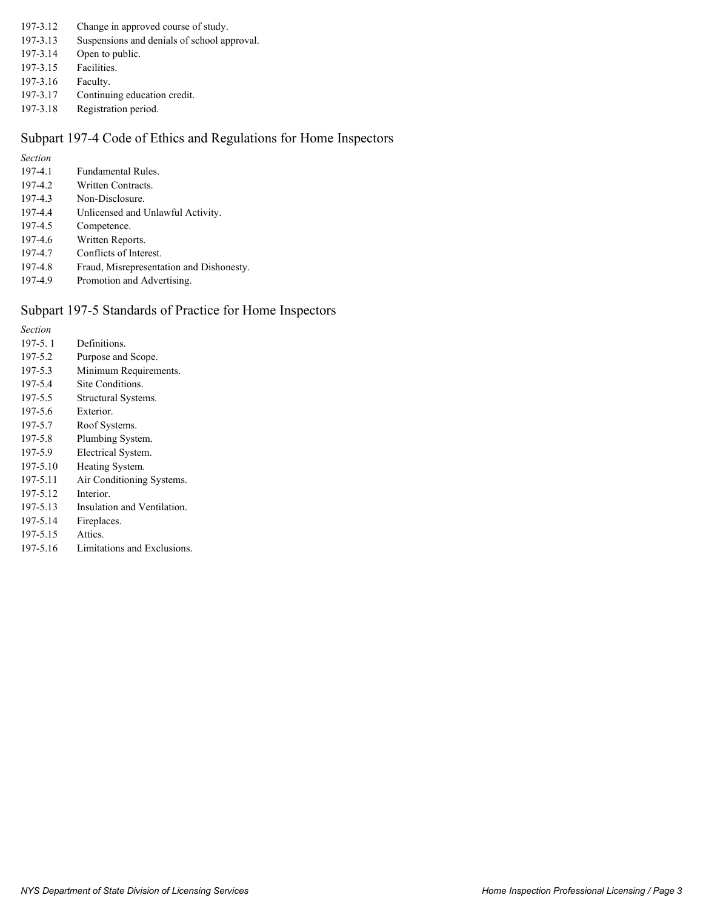197-3.12 Change in approved course of study.
197-3.13 Suspensions and denials of school approval.
197-3.14 Open to public.
197-3.15 Facilities.
197-3.16 Faculty.
197-3.17 Continuing education credit.
197-3.18 Registration period.

## Subpart 197-4 Code of Ethics and Regulations for Home Inspectors

*Section*

197-4.1 Fundamental Rules.
197-4.2 Written Contracts.
197-4.3 Non-Disclosure.
197-4.4 Unlicensed and Unlawful Activity.
197-4.5 Competence.
197-4.6 Written Reports.
197-4.7 Conflicts of Interest.
197-4.8 Fraud, Misrepresentation and Dishonesty.
197-4.9 Promotion and Advertising.

## Subpart 197-5 Standards of Practice for Home Inspectors

*Section*

197-5. 1 Definitions.
197-5.2 Purpose and Scope.
197-5.3 Minimum Requirements.
197-5.4 Site Conditions.
197-5.5 Structural Systems.
197-5.6 Exterior.
197-5.7 Roof Systems.
197-5.8 Plumbing System.
197-5.9 Electrical System.
197-5.10 Heating System.
197-5.11 Air Conditioning Systems.
197-5.12 Interior.
197-5.13 Insulation and Ventilation.
197-5.14 Fireplaces.
197-5.15 Attics.
197-5.16 Limitations and Exclusions.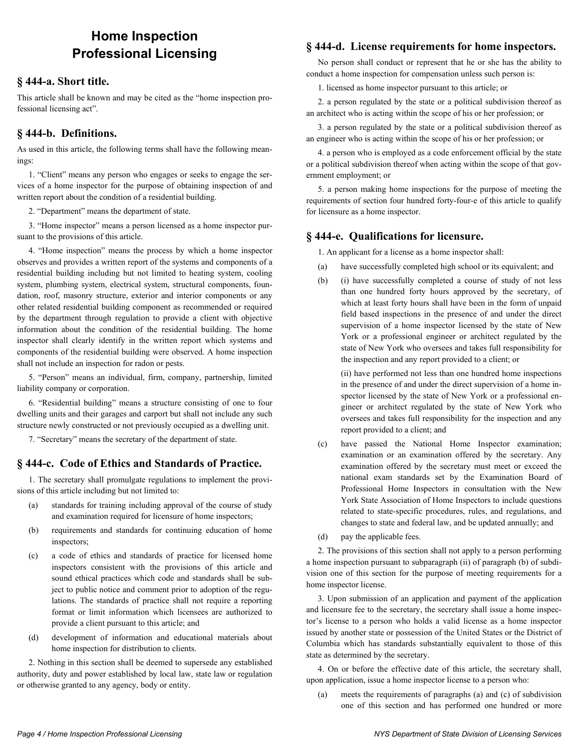# Home Inspection Professional Licensing

## § 444-a. Short title.

This article shall be known and may be cited as the "home inspection professional licensing act".

## § 444-b. Definitions.

As used in this article, the following terms shall have the following meanings:

1. "Client" means any person who engages or seeks to engage the services of a home inspector for the purpose of obtaining inspection of and written report about the condition of a residential building.

2. "Department" means the department of state.

3. "Home inspector" means a person licensed as a home inspector pursuant to the provisions of this article.

4. "Home inspection" means the process by which a home inspector observes and provides a written report of the systems and components of a residential building including but not limited to heating system, cooling system, plumbing system, electrical system, structural components, foundation, roof, masonry structure, exterior and interior components or any other related residential building component as recommended or required by the department through regulation to provide a client with objective information about the condition of the residential building. The home inspector shall clearly identify in the written report which systems and components of the residential building were observed. A home inspection shall not include an inspection for radon or pests.

5. "Person" means an individual, firm, company, partnership, limited liability company or corporation.

6. "Residential building" means a structure consisting of one to four dwelling units and their garages and carport but shall not include any such structure newly constructed or not previously occupied as a dwelling unit.

7. "Secretary" means the secretary of the department of state.

## § 444-c. Code of Ethics and Standards of Practice.

1. The secretary shall promulgate regulations to implement the provisions of this article including but not limited to:

(a) standards for training including approval of the course of study and examination required for licensure of home inspectors;

(b) requirements and standards for continuing education of home inspectors;

(c) a code of ethics and standards of practice for licensed home inspectors consistent with the provisions of this article and sound ethical practices which code and standards shall be subject to public notice and comment prior to adoption of the regulations. The standards of practice shall not require a reporting format or limit information which licensees are authorized to provide a client pursuant to this article; and

(d) development of information and educational materials about home inspection for distribution to clients.

2. Nothing in this section shall be deemed to supersede any established authority, duty and power established by local law, state law or regulation or otherwise granted to any agency, body or entity.

## § 444-d. License requirements for home inspectors.

No person shall conduct or represent that he or she has the ability to conduct a home inspection for compensation unless such person is:

1. licensed as home inspector pursuant to this article; or

2. a person regulated by the state or a political subdivision thereof as an architect who is acting within the scope of his or her profession; or

3. a person regulated by the state or a political subdivision thereof as an engineer who is acting within the scope of his or her profession; or

4. a person who is employed as a code enforcement official by the state or a political subdivision thereof when acting within the scope of that government employment; or

5. a person making home inspections for the purpose of meeting the requirements of section four hundred forty-four-e of this article to qualify for licensure as a home inspector.

## § 444-e. Qualifications for licensure.

1. An applicant for a license as a home inspector shall:

(a) have successfully completed high school or its equivalent; and

(b) (i) have successfully completed a course of study of not less than one hundred forty hours approved by the secretary, of which at least forty hours shall have been in the form of unpaid field based inspections in the presence of and under the direct supervision of a home inspector licensed by the state of New York or a professional engineer or architect regulated by the state of New York who oversees and takes full responsibility for the inspection and any report provided to a client; or

(ii) have performed not less than one hundred home inspections in the presence of and under the direct supervision of a home inspector licensed by the state of New York or a professional engineer or architect regulated by the state of New York who oversees and takes full responsibility for the inspection and any report provided to a client; and

(c) have passed the National Home Inspector examination; examination or an examination offered by the secretary. Any examination offered by the secretary must meet or exceed the national exam standards set by the Examination Board of Professional Home Inspectors in consultation with the New York State Association of Home Inspectors to include questions related to state-specific procedures, rules, and regulations, and changes to state and federal law, and be updated annually; and

(d) pay the applicable fees.

2. The provisions of this section shall not apply to a person performing a home inspection pursuant to subparagraph (ii) of paragraph (b) of subdivision one of this section for the purpose of meeting requirements for a home inspector license.

3. Upon submission of an application and payment of the application and licensure fee to the secretary, the secretary shall issue a home inspector's license to a person who holds a valid license as a home inspector issued by another state or possession of the United States or the District of Columbia which has standards substantially equivalent to those of this state as determined by the secretary.

4. On or before the effective date of this article, the secretary shall, upon application, issue a home inspector license to a person who:

(a) meets the requirements of paragraphs (a) and (c) of subdivision one of this section and has performed one hundred or more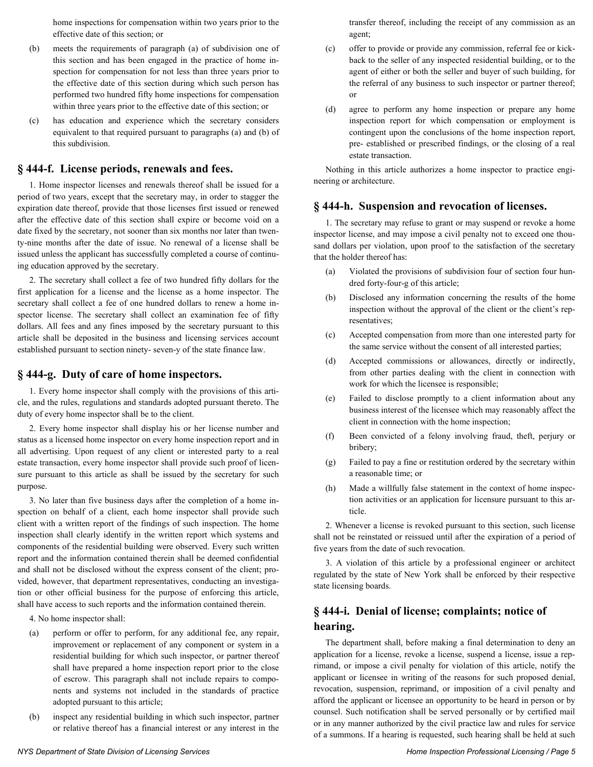home inspections for compensation within two years prior to the effective date of this section; or

(b) meets the requirements of paragraph (a) of subdivision one of this section and has been engaged in the practice of home inspection for compensation for not less than three years prior to the effective date of this section during which such person has performed two hundred fifty home inspections for compensation within three years prior to the effective date of this section; or

(c) has education and experience which the secretary considers equivalent to that required pursuant to paragraphs (a) and (b) of this subdivision.

## § 444-f. License periods, renewals and fees.

1. Home inspector licenses and renewals thereof shall be issued for a period of two years, except that the secretary may, in order to stagger the expiration date thereof, provide that those licenses first issued or renewed after the effective date of this section shall expire or become void on a date fixed by the secretary, not sooner than six months nor later than twenty-nine months after the date of issue. No renewal of a license shall be issued unless the applicant has successfully completed a course of continuing education approved by the secretary.

2. The secretary shall collect a fee of two hundred fifty dollars for the first application for a license and the license as a home inspector. The secretary shall collect a fee of one hundred dollars to renew a home inspector license. The secretary shall collect an examination fee of fifty dollars. All fees and any fines imposed by the secretary pursuant to this article shall be deposited in the business and licensing services account established pursuant to section ninety- seven-y of the state finance law.

## § 444-g. Duty of care of home inspectors.

1. Every home inspector shall comply with the provisions of this article, and the rules, regulations and standards adopted pursuant thereto. The duty of every home inspector shall be to the client.

2. Every home inspector shall display his or her license number and status as a licensed home inspector on every home inspection report and in all advertising. Upon request of any client or interested party to a real estate transaction, every home inspector shall provide such proof of licensure pursuant to this article as shall be issued by the secretary for such purpose.

3. No later than five business days after the completion of a home inspection on behalf of a client, each home inspector shall provide such client with a written report of the findings of such inspection. The home inspection shall clearly identify in the written report which systems and components of the residential building were observed. Every such written report and the information contained therein shall be deemed confidential and shall not be disclosed without the express consent of the client; provided, however, that department representatives, conducting an investigation or other official business for the purpose of enforcing this article, shall have access to such reports and the information contained therein.

4. No home inspector shall:

(a) perform or offer to perform, for any additional fee, any repair, improvement or replacement of any component or system in a residential building for which such inspector, or partner thereof shall have prepared a home inspection report prior to the close of escrow. This paragraph shall not include repairs to components and systems not included in the standards of practice adopted pursuant to this article;

(b) inspect any residential building in which such inspector, partner or relative thereof has a financial interest or any interest in the transfer thereof, including the receipt of any commission as an agent;

(c) offer to provide or provide any commission, referral fee or kickback to the seller of any inspected residential building, or to the agent of either or both the seller and buyer of such building, for the referral of any business to such inspector or partner thereof; or

(d) agree to perform any home inspection or prepare any home inspection report for which compensation or employment is contingent upon the conclusions of the home inspection report, pre- established or prescribed findings, or the closing of a real estate transaction.

Nothing in this article authorizes a home inspector to practice engineering or architecture.

## § 444-h. Suspension and revocation of licenses.

1. The secretary may refuse to grant or may suspend or revoke a home inspector license, and may impose a civil penalty not to exceed one thousand dollars per violation, upon proof to the satisfaction of the secretary that the holder thereof has:

(a) Violated the provisions of subdivision four of section four hundred forty-four-g of this article;

(b) Disclosed any information concerning the results of the home inspection without the approval of the client or the client's representatives;

(c) Accepted compensation from more than one interested party for the same service without the consent of all interested parties;

(d) Accepted commissions or allowances, directly or indirectly, from other parties dealing with the client in connection with work for which the licensee is responsible;

(e) Failed to disclose promptly to a client information about any business interest of the licensee which may reasonably affect the client in connection with the home inspection;

(f) Been convicted of a felony involving fraud, theft, perjury or bribery;

(g) Failed to pay a fine or restitution ordered by the secretary within a reasonable time; or

(h) Made a willfully false statement in the context of home inspection activities or an application for licensure pursuant to this article.

2. Whenever a license is revoked pursuant to this section, such license shall not be reinstated or reissued until after the expiration of a period of five years from the date of such revocation.

3. A violation of this article by a professional engineer or architect regulated by the state of New York shall be enforced by their respective state licensing boards.

## § 444-i. Denial of license; complaints; notice of hearing.

The department shall, before making a final determination to deny an application for a license, revoke a license, suspend a license, issue a reprimand, or impose a civil penalty for violation of this article, notify the applicant or licensee in writing of the reasons for such proposed denial, revocation, suspension, reprimand, or imposition of a civil penalty and afford the applicant or licensee an opportunity to be heard in person or by counsel. Such notification shall be served personally or by certified mail or in any manner authorized by the civil practice law and rules for service of a summons. If a hearing is requested, such hearing shall be held at such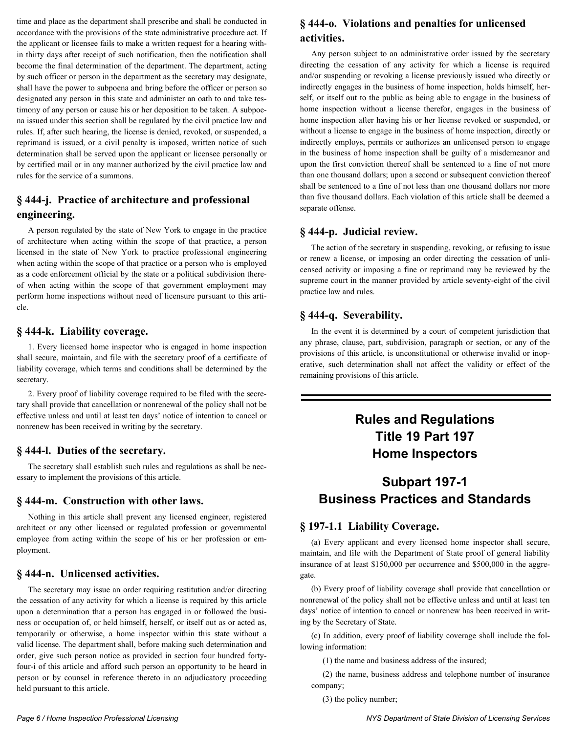time and place as the department shall prescribe and shall be conducted in accordance with the provisions of the state administrative procedure act. If the applicant or licensee fails to make a written request for a hearing within thirty days after receipt of such notification, then the notification shall become the final determination of the department. The department, acting by such officer or person in the department as the secretary may designate, shall have the power to subpoena and bring before the officer or person so designated any person in this state and administer an oath to and take testimony of any person or cause his or her deposition to be taken. A subpoena issued under this section shall be regulated by the civil practice law and rules. If, after such hearing, the license is denied, revoked, or suspended, a reprimand is issued, or a civil penalty is imposed, written notice of such determination shall be served upon the applicant or licensee personally or by certified mail or in any manner authorized by the civil practice law and rules for the service of a summons.

### § 444-j. Practice of architecture and professional engineering.

A person regulated by the state of New York to engage in the practice of architecture when acting within the scope of that practice, a person licensed in the state of New York to practice professional engineering when acting within the scope of that practice or a person who is employed as a code enforcement official by the state or a political subdivision thereof when acting within the scope of that government employment may perform home inspections without need of licensure pursuant to this article.

### § 444-k. Liability coverage.

1. Every licensed home inspector who is engaged in home inspection shall secure, maintain, and file with the secretary proof of a certificate of liability coverage, which terms and conditions shall be determined by the secretary.

2. Every proof of liability coverage required to be filed with the secretary shall provide that cancellation or nonrenewal of the policy shall not be effective unless and until at least ten days' notice of intention to cancel or nonrenew has been received in writing by the secretary.

### § 444-l. Duties of the secretary.

The secretary shall establish such rules and regulations as shall be necessary to implement the provisions of this article.

### § 444-m. Construction with other laws.

Nothing in this article shall prevent any licensed engineer, registered architect or any other licensed or regulated profession or governmental employee from acting within the scope of his or her profession or employment.

### § 444-n. Unlicensed activities.

The secretary may issue an order requiring restitution and/or directing the cessation of any activity for which a license is required by this article upon a determination that a person has engaged in or followed the business or occupation of, or held himself, herself, or itself out as or acted as, temporarily or otherwise, a home inspector within this state without a valid license. The department shall, before making such determination and order, give such person notice as provided in section four hundred forty-four-i of this article and afford such person an opportunity to be heard in person or by counsel in reference thereto in an adjudicatory proceeding held pursuant to this article.

### § 444-o. Violations and penalties for unlicensed activities.

Any person subject to an administrative order issued by the secretary directing the cessation of any activity for which a license is required and/or suspending or revoking a license previously issued who directly or indirectly engages in the business of home inspection, holds himself, herself, or itself out to the public as being able to engage in the business of home inspection without a license therefor, engages in the business of home inspection after having his or her license revoked or suspended, or without a license to engage in the business of home inspection, directly or indirectly employs, permits or authorizes an unlicensed person to engage in the business of home inspection shall be guilty of a misdemeanor and upon the first conviction thereof shall be sentenced to a fine of not more than one thousand dollars; upon a second or subsequent conviction thereof shall be sentenced to a fine of not less than one thousand dollars nor more than five thousand dollars. Each violation of this article shall be deemed a separate offense.

### § 444-p. Judicial review.

The action of the secretary in suspending, revoking, or refusing to issue or renew a license, or imposing an order directing the cessation of unlicensed activity or imposing a fine or reprimand may be reviewed by the supreme court in the manner provided by article seventy-eight of the civil practice law and rules.

### § 444-q. Severability.

In the event it is determined by a court of competent jurisdiction that any phrase, clause, part, subdivision, paragraph or section, or any of the provisions of this article, is unconstitutional or otherwise invalid or inoperative, such determination shall not affect the validity or effect of the remaining provisions of this article.

---

# Rules and Regulations Title 19 Part 197 Home Inspectors

## Subpart 197-1 Business Practices and Standards

### § 197-1.1 Liability Coverage.

(a) Every applicant and every licensed home inspector shall secure, maintain, and file with the Department of State proof of general liability insurance of at least $150,000 per occurrence and $500,000 in the aggregate.

(b) Every proof of liability coverage shall provide that cancellation or nonrenewal of the policy shall not be effective unless and until at least ten days' notice of intention to cancel or nonrenew has been received in writing by the Secretary of State.

(c) In addition, every proof of liability coverage shall include the following information:

(1) the name and business address of the insured;

(2) the name, business address and telephone number of insurance company;

(3) the policy number;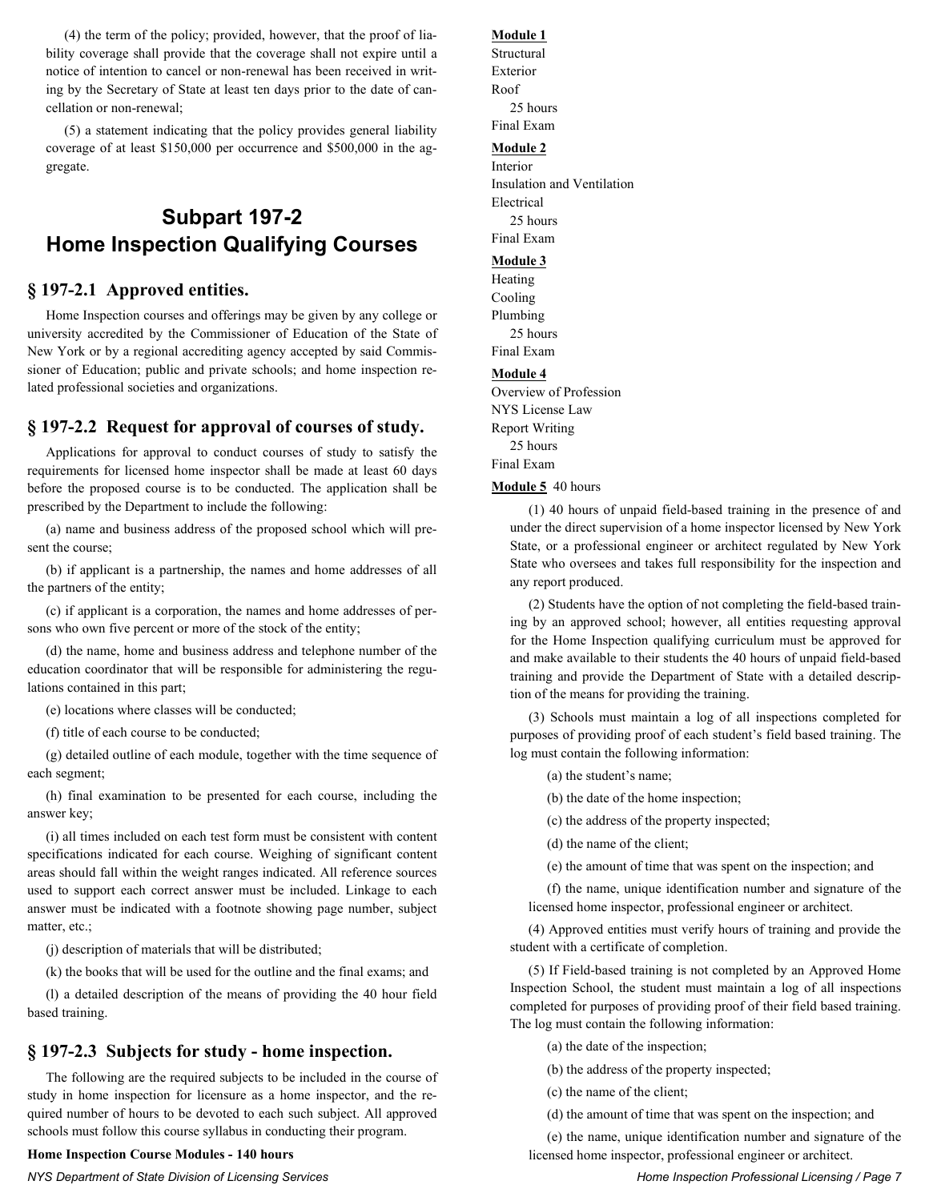(4) the term of the policy; provided, however, that the proof of liability coverage shall provide that the coverage shall not expire until a notice of intention to cancel or non-renewal has been received in writing by the Secretary of State at least ten days prior to the date of cancellation or non-renewal;

(5) a statement indicating that the policy provides general liability coverage of at least $150,000 per occurrence and $500,000 in the aggregate.

# Subpart 197-2
# Home Inspection Qualifying Courses

## § 197-2.1 Approved entities.

Home Inspection courses and offerings may be given by any college or university accredited by the Commissioner of Education of the State of New York or by a regional accrediting agency accepted by said Commissioner of Education; public and private schools; and home inspection related professional societies and organizations.

## § 197-2.2 Request for approval of courses of study.

Applications for approval to conduct courses of study to satisfy the requirements for licensed home inspector shall be made at least 60 days before the proposed course is to be conducted. The application shall be prescribed by the Department to include the following:

(a) name and business address of the proposed school which will present the course;

(b) if applicant is a partnership, the names and home addresses of all the partners of the entity;

(c) if applicant is a corporation, the names and home addresses of persons who own five percent or more of the stock of the entity;

(d) the name, home and business address and telephone number of the education coordinator that will be responsible for administering the regulations contained in this part;

(e) locations where classes will be conducted;

(f) title of each course to be conducted;

(g) detailed outline of each module, together with the time sequence of each segment;

(h) final examination to be presented for each course, including the answer key;

(i) all times included on each test form must be consistent with content specifications indicated for each course. Weighing of significant content areas should fall within the weight ranges indicated. All reference sources used to support each correct answer must be included. Linkage to each answer must be indicated with a footnote showing page number, subject matter, etc.;

(j) description of materials that will be distributed;

(k) the books that will be used for the outline and the final exams; and

(l) a detailed description of the means of providing the 40 hour field based training.

## § 197-2.3 Subjects for study - home inspection.

The following are the required subjects to be included in the course of study in home inspection for licensure as a home inspector, and the required number of hours to be devoted to each such subject. All approved schools must follow this course syllabus in conducting their program.

**Home Inspection Course Modules - 140 hours**

**Module 1**
Structural
Exterior
Roof
25 hours
Final Exam

**Module 2**
Interior
Insulation and Ventilation
Electrical
25 hours
Final Exam

**Module 3**
Heating
Cooling
Plumbing
25 hours
Final Exam

**Module 4**
Overview of Profession
NYS License Law
Report Writing
25 hours
Final Exam

**Module 5** 40 hours

(1) 40 hours of unpaid field-based training in the presence of and under the direct supervision of a home inspector licensed by New York State, or a professional engineer or architect regulated by New York State who oversees and takes full responsibility for the inspection and any report produced.

(2) Students have the option of not completing the field-based training by an approved school; however, all entities requesting approval for the Home Inspection qualifying curriculum must be approved for and make available to their students the 40 hours of unpaid field-based training and provide the Department of State with a detailed description of the means for providing the training.

(3) Schools must maintain a log of all inspections completed for purposes of providing proof of each student's field based training. The log must contain the following information:

(a) the student's name;

(b) the date of the home inspection;

(c) the address of the property inspected;

(d) the name of the client;

(e) the amount of time that was spent on the inspection; and

(f) the name, unique identification number and signature of the licensed home inspector, professional engineer or architect.

(4) Approved entities must verify hours of training and provide the student with a certificate of completion.

(5) If Field-based training is not completed by an Approved Home Inspection School, the student must maintain a log of all inspections completed for purposes of providing proof of their field based training. The log must contain the following information:

(a) the date of the inspection;

(b) the address of the property inspected;

(c) the name of the client;

(d) the amount of time that was spent on the inspection; and

(e) the name, unique identification number and signature of the licensed home inspector, professional engineer or architect.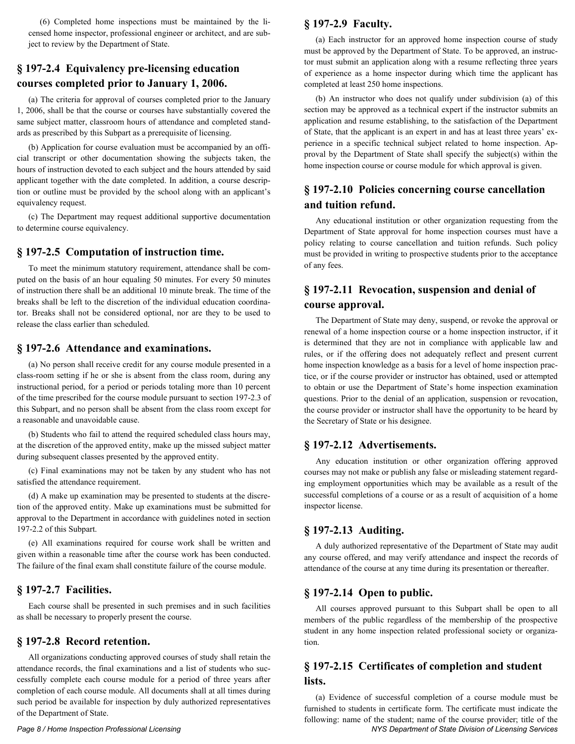(6) Completed home inspections must be maintained by the licensed home inspector, professional engineer or architect, and are subject to review by the Department of State.

## § 197-2.4 Equivalency pre-licensing education courses completed prior to January 1, 2006.

(a) The criteria for approval of courses completed prior to the January 1, 2006, shall be that the course or courses have substantially covered the same subject matter, classroom hours of attendance and completed standards as prescribed by this Subpart as a prerequisite of licensing.

(b) Application for course evaluation must be accompanied by an official transcript or other documentation showing the subjects taken, the hours of instruction devoted to each subject and the hours attended by said applicant together with the date completed. In addition, a course description or outline must be provided by the school along with an applicant's equivalency request.

(c) The Department may request additional supportive documentation to determine course equivalency.

## § 197-2.5 Computation of instruction time.

To meet the minimum statutory requirement, attendance shall be computed on the basis of an hour equaling 50 minutes. For every 50 minutes of instruction there shall be an additional 10 minute break. The time of the breaks shall be left to the discretion of the individual education coordinator. Breaks shall not be considered optional, nor are they to be used to release the class earlier than scheduled.

## § 197-2.6 Attendance and examinations.

(a) No person shall receive credit for any course module presented in a class-room setting if he or she is absent from the class room, during any instructional period, for a period or periods totaling more than 10 percent of the time prescribed for the course module pursuant to section 197-2.3 of this Subpart, and no person shall be absent from the class room except for a reasonable and unavoidable cause.

(b) Students who fail to attend the required scheduled class hours may, at the discretion of the approved entity, make up the missed subject matter during subsequent classes presented by the approved entity.

(c) Final examinations may not be taken by any student who has not satisfied the attendance requirement.

(d) A make up examination may be presented to students at the discretion of the approved entity. Make up examinations must be submitted for approval to the Department in accordance with guidelines noted in section 197-2.2 of this Subpart.

(e) All examinations required for course work shall be written and given within a reasonable time after the course work has been conducted. The failure of the final exam shall constitute failure of the course module.

## § 197-2.7 Facilities.

Each course shall be presented in such premises and in such facilities as shall be necessary to properly present the course.

## § 197-2.8 Record retention.

All organizations conducting approved courses of study shall retain the attendance records, the final examinations and a list of students who successfully complete each course module for a period of three years after completion of each course module. All documents shall at all times during such period be available for inspection by duly authorized representatives of the Department of State.

## § 197-2.9 Faculty.

(a) Each instructor for an approved home inspection course of study must be approved by the Department of State. To be approved, an instructor must submit an application along with a resume reflecting three years of experience as a home inspector during which time the applicant has completed at least 250 home inspections.

(b) An instructor who does not qualify under subdivision (a) of this section may be approved as a technical expert if the instructor submits an application and resume establishing, to the satisfaction of the Department of State, that the applicant is an expert in and has at least three years' experience in a specific technical subject related to home inspection. Approval by the Department of State shall specify the subject(s) within the home inspection course or course module for which approval is given.

## § 197-2.10 Policies concerning course cancellation and tuition refund.

Any educational institution or other organization requesting from the Department of State approval for home inspection courses must have a policy relating to course cancellation and tuition refunds. Such policy must be provided in writing to prospective students prior to the acceptance of any fees.

## § 197-2.11 Revocation, suspension and denial of course approval.

The Department of State may deny, suspend, or revoke the approval or renewal of a home inspection course or a home inspection instructor, if it is determined that they are not in compliance with applicable law and rules, or if the offering does not adequately reflect and present current home inspection knowledge as a basis for a level of home inspection practice, or if the course provider or instructor has obtained, used or attempted to obtain or use the Department of State's home inspection examination questions. Prior to the denial of an application, suspension or revocation, the course provider or instructor shall have the opportunity to be heard by the Secretary of State or his designee.

## § 197-2.12 Advertisements.

Any education institution or other organization offering approved courses may not make or publish any false or misleading statement regarding employment opportunities which may be available as a result of the successful completions of a course or as a result of acquisition of a home inspector license.

## § 197-2.13 Auditing.

A duly authorized representative of the Department of State may audit any course offered, and may verify attendance and inspect the records of attendance of the course at any time during its presentation or thereafter.

## § 197-2.14 Open to public.

All courses approved pursuant to this Subpart shall be open to all members of the public regardless of the membership of the prospective student in any home inspection related professional society or organization.

## § 197-2.15 Certificates of completion and student lists.

(a) Evidence of successful completion of a course module must be furnished to students in certificate form. The certificate must indicate the following: name of the student; name of the course provider; title of the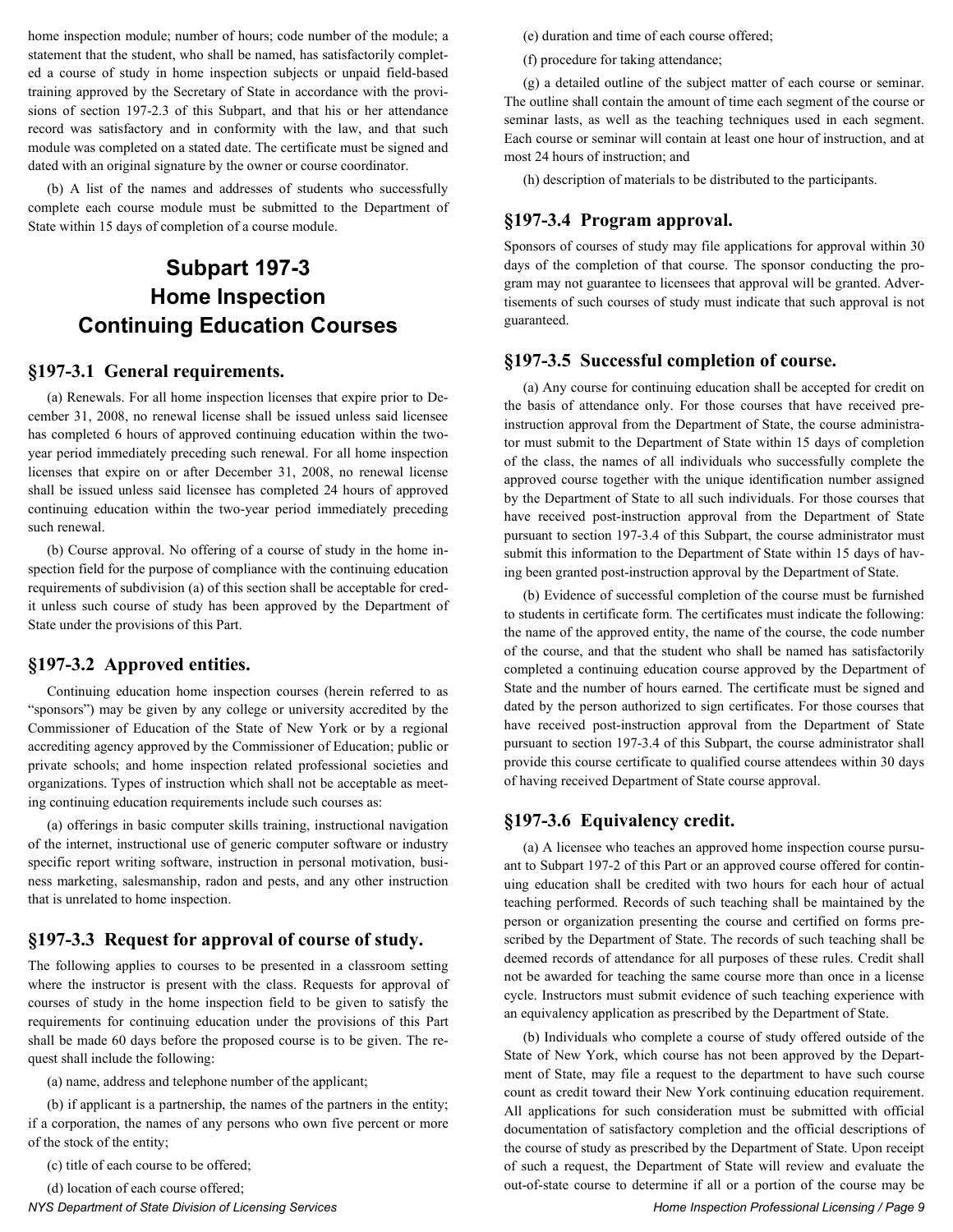home inspection module; number of hours; code number of the module; a statement that the student, who shall be named, has satisfactorily completed a course of study in home inspection subjects or unpaid field-based training approved by the Secretary of State in accordance with the provisions of section 197-2.3 of this Subpart, and that his or her attendance record was satisfactory and in conformity with the law, and that such module was completed on a stated date. The certificate must be signed and dated with an original signature by the owner or course coordinator.

(b) A list of the names and addresses of students who successfully complete each course module must be submitted to the Department of State within 15 days of completion of a course module.

# Subpart 197-3 Home Inspection Continuing Education Courses

## §197-3.1 General requirements.

(a) Renewals. For all home inspection licenses that expire prior to December 31, 2008, no renewal license shall be issued unless said licensee has completed 6 hours of approved continuing education within the two-year period immediately preceding such renewal. For all home inspection licenses that expire on or after December 31, 2008, no renewal license shall be issued unless said licensee has completed 24 hours of approved continuing education within the two-year period immediately preceding such renewal.

(b) Course approval. No offering of a course of study in the home inspection field for the purpose of compliance with the continuing education requirements of subdivision (a) of this section shall be acceptable for credit unless such course of study has been approved by the Department of State under the provisions of this Part.

## §197-3.2 Approved entities.

Continuing education home inspection courses (herein referred to as "sponsors") may be given by any college or university accredited by the Commissioner of Education of the State of New York or by a regional accrediting agency approved by the Commissioner of Education; public or private schools; and home inspection related professional societies and organizations. Types of instruction which shall not be acceptable as meeting continuing education requirements include such courses as:

(a) offerings in basic computer skills training, instructional navigation of the internet, instructional use of generic computer software or industry specific report writing software, instruction in personal motivation, business marketing, salesmanship, radon and pests, and any other instruction that is unrelated to home inspection.

## §197-3.3 Request for approval of course of study.

The following applies to courses to be presented in a classroom setting where the instructor is present with the class. Requests for approval of courses of study in the home inspection field to be given to satisfy the requirements for continuing education under the provisions of this Part shall be made 60 days before the proposed course is to be given. The request shall include the following:

(a) name, address and telephone number of the applicant;

(b) if applicant is a partnership, the names of the partners in the entity; if a corporation, the names of any persons who own five percent or more of the stock of the entity;

(c) title of each course to be offered;

(d) location of each course offered;

(e) duration and time of each course offered;

(f) procedure for taking attendance;

(g) a detailed outline of the subject matter of each course or seminar. The outline shall contain the amount of time each segment of the course or seminar lasts, as well as the teaching techniques used in each segment. Each course or seminar will contain at least one hour of instruction, and at most 24 hours of instruction; and

(h) description of materials to be distributed to the participants.

## §197-3.4 Program approval.

Sponsors of courses of study may file applications for approval within 30 days of the completion of that course. The sponsor conducting the program may not guarantee to licensees that approval will be granted. Advertisements of such courses of study must indicate that such approval is not guaranteed.

## §197-3.5 Successful completion of course.

(a) Any course for continuing education shall be accepted for credit on the basis of attendance only. For those courses that have received pre-instruction approval from the Department of State, the course administrator must submit to the Department of State within 15 days of completion of the class, the names of all individuals who successfully complete the approved course together with the unique identification number assigned by the Department of State to all such individuals. For those courses that have received post-instruction approval from the Department of State pursuant to section 197-3.4 of this Subpart, the course administrator must submit this information to the Department of State within 15 days of having been granted post-instruction approval by the Department of State.

(b) Evidence of successful completion of the course must be furnished to students in certificate form. The certificates must indicate the following: the name of the approved entity, the name of the course, the code number of the course, and that the student who shall be named has satisfactorily completed a continuing education course approved by the Department of State and the number of hours earned. The certificate must be signed and dated by the person authorized to sign certificates. For those courses that have received post-instruction approval from the Department of State pursuant to section 197-3.4 of this Subpart, the course administrator shall provide this course certificate to qualified course attendees within 30 days of having received Department of State course approval.

## §197-3.6 Equivalency credit.

(a) A licensee who teaches an approved home inspection course pursuant to Subpart 197-2 of this Part or an approved course offered for continuing education shall be credited with two hours for each hour of actual teaching performed. Records of such teaching shall be maintained by the person or organization presenting the course and certified on forms prescribed by the Department of State. The records of such teaching shall be deemed records of attendance for all purposes of these rules. Credit shall not be awarded for teaching the same course more than once in a license cycle. Instructors must submit evidence of such teaching experience with an equivalency application as prescribed by the Department of State.

(b) Individuals who complete a course of study offered outside of the State of New York, which course has not been approved by the Department of State, may file a request to the department to have such course count as credit toward their New York continuing education requirement. All applications for such consideration must be submitted with official documentation of satisfactory completion and the official descriptions of the course of study as prescribed by the Department of State. Upon receipt of such a request, the Department of State will review and evaluate the out-of-state course to determine if all or a portion of the course may be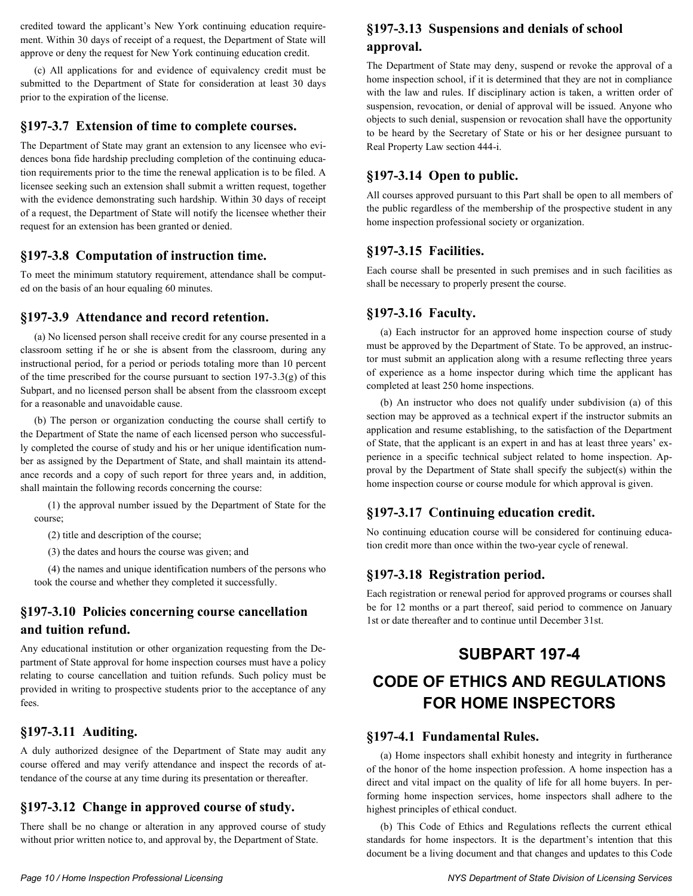credited toward the applicant's New York continuing education requirement. Within 30 days of receipt of a request, the Department of State will approve or deny the request for New York continuing education credit.

(c) All applications for and evidence of equivalency credit must be submitted to the Department of State for consideration at least 30 days prior to the expiration of the license.

### §197-3.7 Extension of time to complete courses.

The Department of State may grant an extension to any licensee who evidences bona fide hardship precluding completion of the continuing education requirements prior to the time the renewal application is to be filed. A licensee seeking such an extension shall submit a written request, together with the evidence demonstrating such hardship. Within 30 days of receipt of a request, the Department of State will notify the licensee whether their request for an extension has been granted or denied.

### §197-3.8 Computation of instruction time.

To meet the minimum statutory requirement, attendance shall be computed on the basis of an hour equaling 60 minutes.

### §197-3.9 Attendance and record retention.

(a) No licensed person shall receive credit for any course presented in a classroom setting if he or she is absent from the classroom, during any instructional period, for a period or periods totaling more than 10 percent of the time prescribed for the course pursuant to section 197-3.3(g) of this Subpart, and no licensed person shall be absent from the classroom except for a reasonable and unavoidable cause.

(b) The person or organization conducting the course shall certify to the Department of State the name of each licensed person who successfully completed the course of study and his or her unique identification number as assigned by the Department of State, and shall maintain its attendance records and a copy of such report for three years and, in addition, shall maintain the following records concerning the course:

(1) the approval number issued by the Department of State for the course;

(2) title and description of the course;

(3) the dates and hours the course was given; and

(4) the names and unique identification numbers of the persons who took the course and whether they completed it successfully.

### §197-3.10 Policies concerning course cancellation and tuition refund.

Any educational institution or other organization requesting from the Department of State approval for home inspection courses must have a policy relating to course cancellation and tuition refunds. Such policy must be provided in writing to prospective students prior to the acceptance of any fees.

### §197-3.11 Auditing.

A duly authorized designee of the Department of State may audit any course offered and may verify attendance and inspect the records of attendance of the course at any time during its presentation or thereafter.

### §197-3.12 Change in approved course of study.

There shall be no change or alteration in any approved course of study without prior written notice to, and approval by, the Department of State.

### §197-3.13 Suspensions and denials of school approval.

The Department of State may deny, suspend or revoke the approval of a home inspection school, if it is determined that they are not in compliance with the law and rules. If disciplinary action is taken, a written order of suspension, revocation, or denial of approval will be issued. Anyone who objects to such denial, suspension or revocation shall have the opportunity to be heard by the Secretary of State or his or her designee pursuant to Real Property Law section 444-i.

### §197-3.14 Open to public.

All courses approved pursuant to this Part shall be open to all members of the public regardless of the membership of the prospective student in any home inspection professional society or organization.

### §197-3.15 Facilities.

Each course shall be presented in such premises and in such facilities as shall be necessary to properly present the course.

### §197-3.16 Faculty.

(a) Each instructor for an approved home inspection course of study must be approved by the Department of State. To be approved, an instructor must submit an application along with a resume reflecting three years of experience as a home inspector during which time the applicant has completed at least 250 home inspections.

(b) An instructor who does not qualify under subdivision (a) of this section may be approved as a technical expert if the instructor submits an application and resume establishing, to the satisfaction of the Department of State, that the applicant is an expert in and has at least three years' experience in a specific technical subject related to home inspection. Approval by the Department of State shall specify the subject(s) within the home inspection course or course module for which approval is given.

### §197-3.17 Continuing education credit.

No continuing education course will be considered for continuing education credit more than once within the two-year cycle of renewal.

### §197-3.18 Registration period.

Each registration or renewal period for approved programs or courses shall be for 12 months or a part thereof, said period to commence on January 1st or date thereafter and to continue until December 31st.

## SUBPART 197-4

## CODE OF ETHICS AND REGULATIONS FOR HOME INSPECTORS

### §197-4.1 Fundamental Rules.

(a) Home inspectors shall exhibit honesty and integrity in furtherance of the honor of the home inspection profession. A home inspection has a direct and vital impact on the quality of life for all home buyers. In performing home inspection services, home inspectors shall adhere to the highest principles of ethical conduct.

(b) This Code of Ethics and Regulations reflects the current ethical standards for home inspectors. It is the department's intention that this document be a living document and that changes and updates to this Code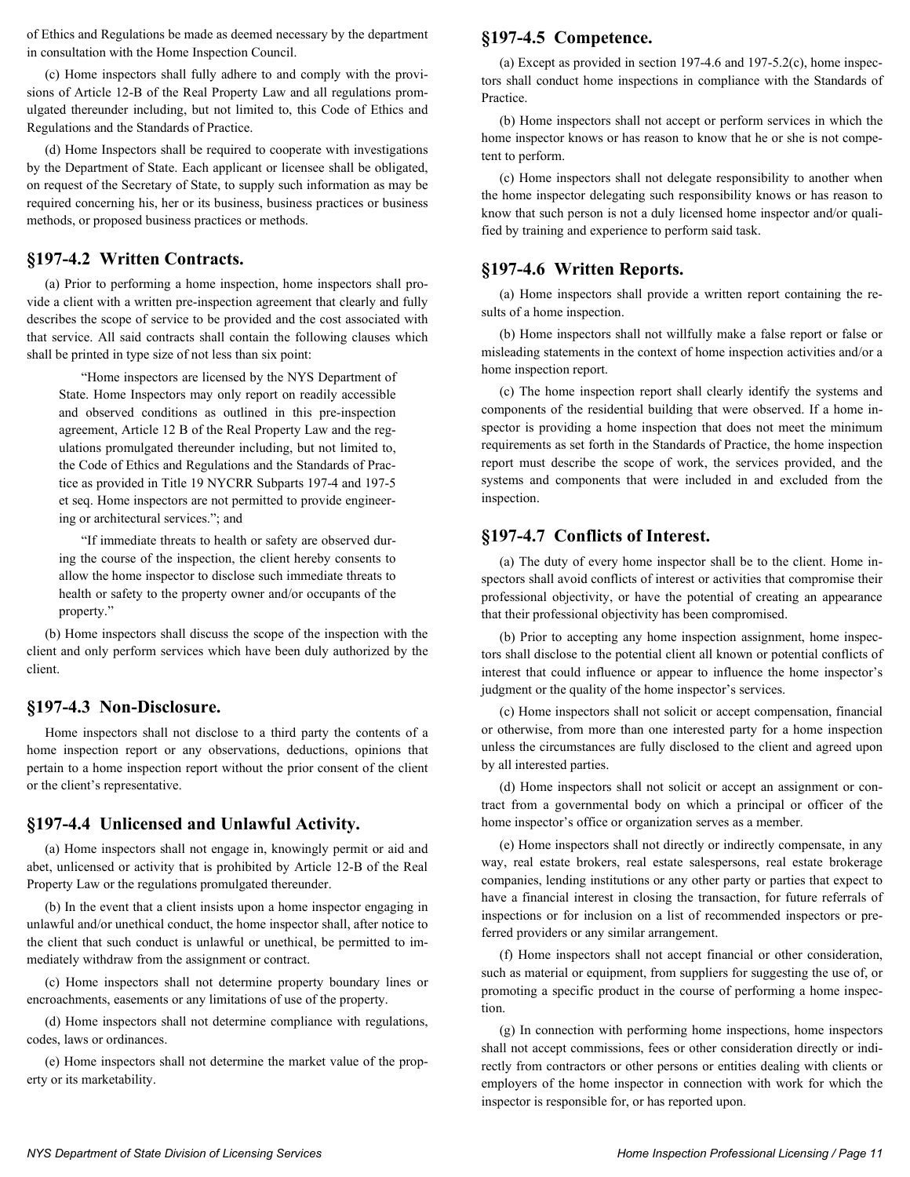of Ethics and Regulations be made as deemed necessary by the department in consultation with the Home Inspection Council.

(c) Home inspectors shall fully adhere to and comply with the provisions of Article 12-B of the Real Property Law and all regulations promulgated thereunder including, but not limited to, this Code of Ethics and Regulations and the Standards of Practice.

(d) Home Inspectors shall be required to cooperate with investigations by the Department of State. Each applicant or licensee shall be obligated, on request of the Secretary of State, to supply such information as may be required concerning his, her or its business, business practices or business methods, or proposed business practices or methods.

## §197-4.2 Written Contracts.

(a) Prior to performing a home inspection, home inspectors shall provide a client with a written pre-inspection agreement that clearly and fully describes the scope of service to be provided and the cost associated with that service. All said contracts shall contain the following clauses which shall be printed in type size of not less than six point:

> "Home inspectors are licensed by the NYS Department of State. Home Inspectors may only report on readily accessible and observed conditions as outlined in this pre-inspection agreement, Article 12 B of the Real Property Law and the regulations promulgated thereunder including, but not limited to, the Code of Ethics and Regulations and the Standards of Practice as provided in Title 19 NYCRR Subparts 197-4 and 197-5 et seq. Home inspectors are not permitted to provide engineering or architectural services."; and
>
> "If immediate threats to health or safety are observed during the course of the inspection, the client hereby consents to allow the home inspector to disclose such immediate threats to health or safety to the property owner and/or occupants of the property."

(b) Home inspectors shall discuss the scope of the inspection with the client and only perform services which have been duly authorized by the client.

## §197-4.3 Non-Disclosure.

Home inspectors shall not disclose to a third party the contents of a home inspection report or any observations, deductions, opinions that pertain to a home inspection report without the prior consent of the client or the client's representative.

## §197-4.4 Unlicensed and Unlawful Activity.

(a) Home inspectors shall not engage in, knowingly permit or aid and abet, unlicensed or activity that is prohibited by Article 12-B of the Real Property Law or the regulations promulgated thereunder.

(b) In the event that a client insists upon a home inspector engaging in unlawful and/or unethical conduct, the home inspector shall, after notice to the client that such conduct is unlawful or unethical, be permitted to immediately withdraw from the assignment or contract.

(c) Home inspectors shall not determine property boundary lines or encroachments, easements or any limitations of use of the property.

(d) Home inspectors shall not determine compliance with regulations, codes, laws or ordinances.

(e) Home inspectors shall not determine the market value of the property or its marketability.

## §197-4.5 Competence.

(a) Except as provided in section 197-4.6 and 197-5.2(c), home inspectors shall conduct home inspections in compliance with the Standards of Practice.

(b) Home inspectors shall not accept or perform services in which the home inspector knows or has reason to know that he or she is not competent to perform.

(c) Home inspectors shall not delegate responsibility to another when the home inspector delegating such responsibility knows or has reason to know that such person is not a duly licensed home inspector and/or qualified by training and experience to perform said task.

## §197-4.6 Written Reports.

(a) Home inspectors shall provide a written report containing the results of a home inspection.

(b) Home inspectors shall not willfully make a false report or false or misleading statements in the context of home inspection activities and/or a home inspection report.

(c) The home inspection report shall clearly identify the systems and components of the residential building that were observed. If a home inspector is providing a home inspection that does not meet the minimum requirements as set forth in the Standards of Practice, the home inspection report must describe the scope of work, the services provided, and the systems and components that were included in and excluded from the inspection.

## §197-4.7 Conflicts of Interest.

(a) The duty of every home inspector shall be to the client. Home inspectors shall avoid conflicts of interest or activities that compromise their professional objectivity, or have the potential of creating an appearance that their professional objectivity has been compromised.

(b) Prior to accepting any home inspection assignment, home inspectors shall disclose to the potential client all known or potential conflicts of interest that could influence or appear to influence the home inspector's judgment or the quality of the home inspector's services.

(c) Home inspectors shall not solicit or accept compensation, financial or otherwise, from more than one interested party for a home inspection unless the circumstances are fully disclosed to the client and agreed upon by all interested parties.

(d) Home inspectors shall not solicit or accept an assignment or contract from a governmental body on which a principal or officer of the home inspector's office or organization serves as a member.

(e) Home inspectors shall not directly or indirectly compensate, in any way, real estate brokers, real estate salespersons, real estate brokerage companies, lending institutions or any other party or parties that expect to have a financial interest in closing the transaction, for future referrals of inspections or for inclusion on a list of recommended inspectors or preferred providers or any similar arrangement.

(f) Home inspectors shall not accept financial or other consideration, such as material or equipment, from suppliers for suggesting the use of, or promoting a specific product in the course of performing a home inspection.

(g) In connection with performing home inspections, home inspectors shall not accept commissions, fees or other consideration directly or indirectly from contractors or other persons or entities dealing with clients or employers of the home inspector in connection with work for which the inspector is responsible for, or has reported upon.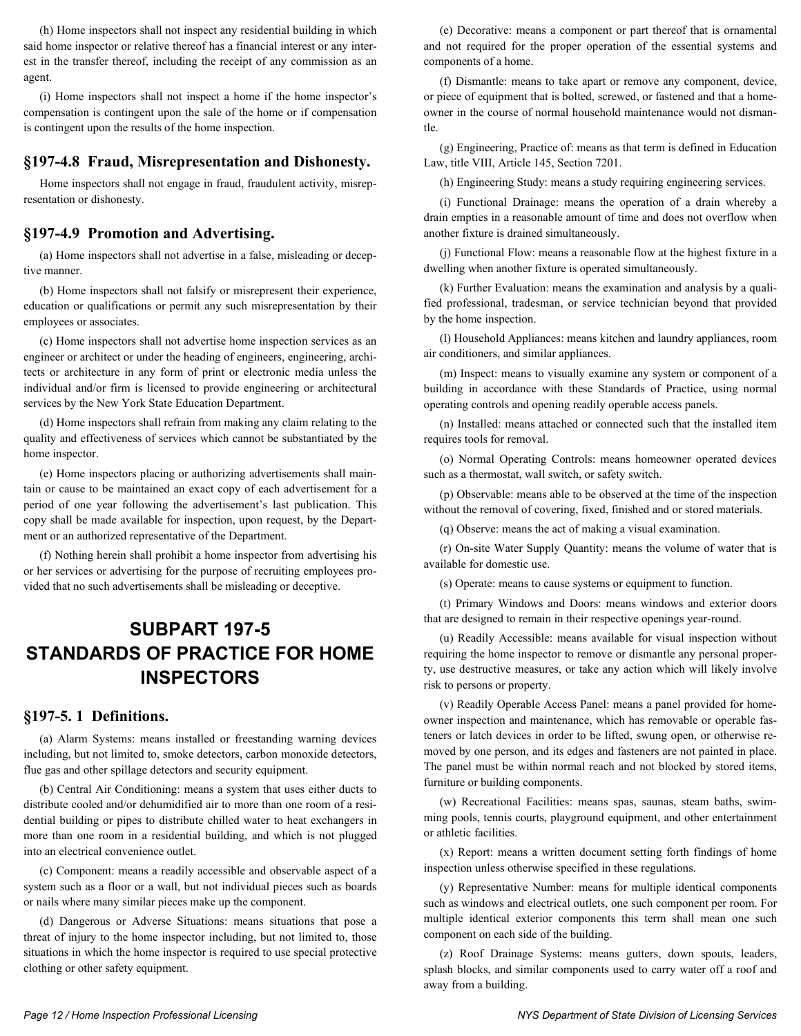(h) Home inspectors shall not inspect any residential building in which said home inspector or relative thereof has a financial interest or any interest in the transfer thereof, including the receipt of any commission as an agent.

(i) Home inspectors shall not inspect a home if the home inspector's compensation is contingent upon the sale of the home or if compensation is contingent upon the results of the home inspection.

### §197-4.8 Fraud, Misrepresentation and Dishonesty.

Home inspectors shall not engage in fraud, fraudulent activity, misrepresentation or dishonesty.

### §197-4.9 Promotion and Advertising.

(a) Home inspectors shall not advertise in a false, misleading or deceptive manner.

(b) Home inspectors shall not falsify or misrepresent their experience, education or qualifications or permit any such misrepresentation by their employees or associates.

(c) Home inspectors shall not advertise home inspection services as an engineer or architect or under the heading of engineers, engineering, architects or architecture in any form of print or electronic media unless the individual and/or firm is licensed to provide engineering or architectural services by the New York State Education Department.

(d) Home inspectors shall refrain from making any claim relating to the quality and effectiveness of services which cannot be substantiated by the home inspector.

(e) Home inspectors placing or authorizing advertisements shall maintain or cause to be maintained an exact copy of each advertisement for a period of one year following the advertisement's last publication. This copy shall be made available for inspection, upon request, by the Department or an authorized representative of the Department.

(f) Nothing herein shall prohibit a home inspector from advertising his or her services or advertising for the purpose of recruiting employees provided that no such advertisements shall be misleading or deceptive.

## SUBPART 197-5 STANDARDS OF PRACTICE FOR HOME INSPECTORS

### §197-5. 1 Definitions.

(a) Alarm Systems: means installed or freestanding warning devices including, but not limited to, smoke detectors, carbon monoxide detectors, flue gas and other spillage detectors and security equipment.

(b) Central Air Conditioning: means a system that uses either ducts to distribute cooled and/or dehumidified air to more than one room of a residential building or pipes to distribute chilled water to heat exchangers in more than one room in a residential building, and which is not plugged into an electrical convenience outlet.

(c) Component: means a readily accessible and observable aspect of a system such as a floor or a wall, but not individual pieces such as boards or nails where many similar pieces make up the component.

(d) Dangerous or Adverse Situations: means situations that pose a threat of injury to the home inspector including, but not limited to, those situations in which the home inspector is required to use special protective clothing or other safety equipment.

(e) Decorative: means a component or part thereof that is ornamental and not required for the proper operation of the essential systems and components of a home.

(f) Dismantle: means to take apart or remove any component, device, or piece of equipment that is bolted, screwed, or fastened and that a homeowner in the course of normal household maintenance would not dismantle.

(g) Engineering, Practice of: means as that term is defined in Education Law, title VIII, Article 145, Section 7201.

(h) Engineering Study: means a study requiring engineering services.

(i) Functional Drainage: means the operation of a drain whereby a drain empties in a reasonable amount of time and does not overflow when another fixture is drained simultaneously.

(j) Functional Flow: means a reasonable flow at the highest fixture in a dwelling when another fixture is operated simultaneously.

(k) Further Evaluation: means the examination and analysis by a qualified professional, tradesman, or service technician beyond that provided by the home inspection.

(l) Household Appliances: means kitchen and laundry appliances, room air conditioners, and similar appliances.

(m) Inspect: means to visually examine any system or component of a building in accordance with these Standards of Practice, using normal operating controls and opening readily operable access panels.

(n) Installed: means attached or connected such that the installed item requires tools for removal.

(o) Normal Operating Controls: means homeowner operated devices such as a thermostat, wall switch, or safety switch.

(p) Observable: means able to be observed at the time of the inspection without the removal of covering, fixed, finished and or stored materials.

(q) Observe: means the act of making a visual examination.

(r) On-site Water Supply Quantity: means the volume of water that is available for domestic use.

(s) Operate: means to cause systems or equipment to function.

(t) Primary Windows and Doors: means windows and exterior doors that are designed to remain in their respective openings year-round.

(u) Readily Accessible: means available for visual inspection without requiring the home inspector to remove or dismantle any personal property, use destructive measures, or take any action which will likely involve risk to persons or property.

(v) Readily Operable Access Panel: means a panel provided for homeowner inspection and maintenance, which has removable or operable fasteners or latch devices in order to be lifted, swung open, or otherwise removed by one person, and its edges and fasteners are not painted in place. The panel must be within normal reach and not blocked by stored items, furniture or building components.

(w) Recreational Facilities: means spas, saunas, steam baths, swimming pools, tennis courts, playground equipment, and other entertainment or athletic facilities.

(x) Report: means a written document setting forth findings of home inspection unless otherwise specified in these regulations.

(y) Representative Number: means for multiple identical components such as windows and electrical outlets, one such component per room. For multiple identical exterior components this term shall mean one such component on each side of the building.

(z) Roof Drainage Systems: means gutters, down spouts, leaders, splash blocks, and similar components used to carry water off a roof and away from a building.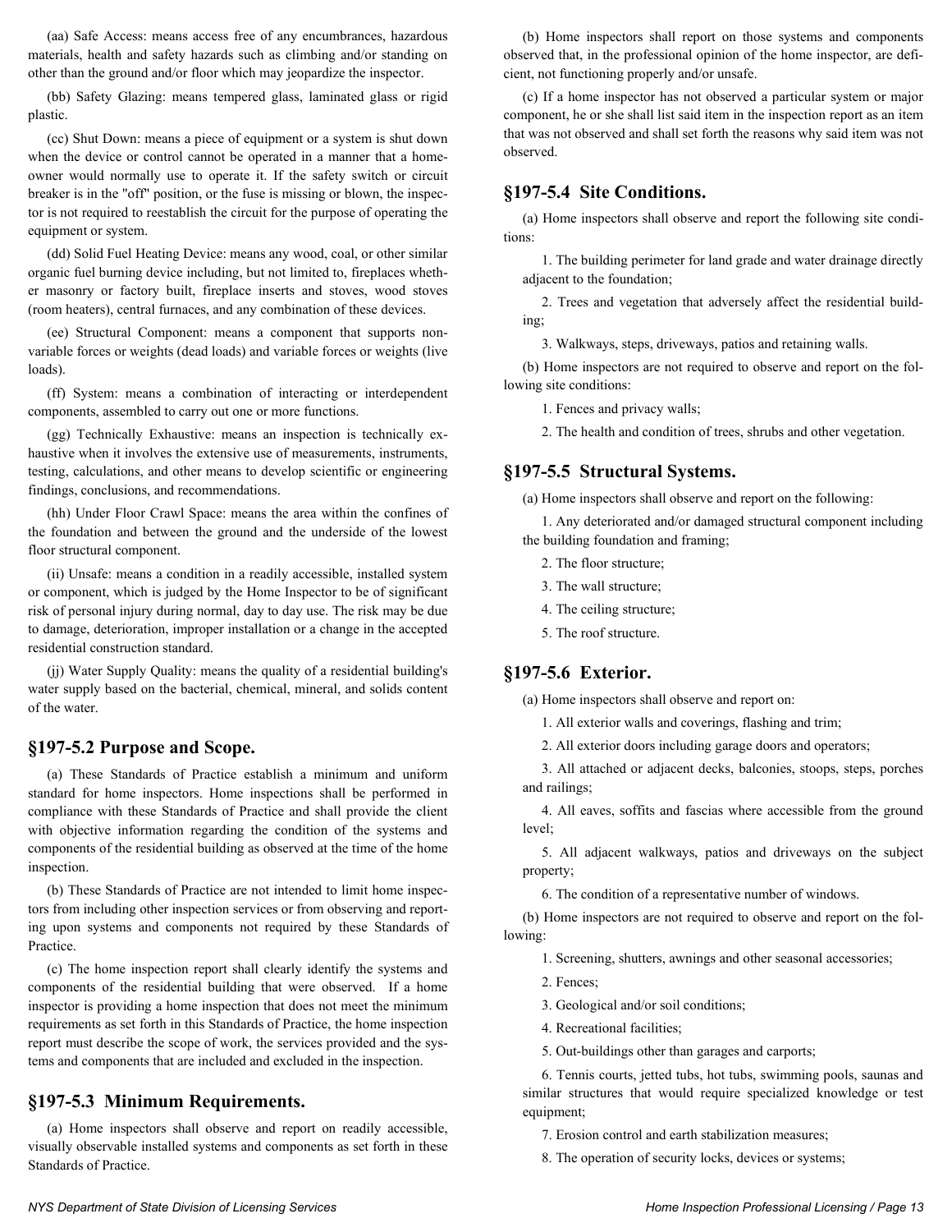(aa) Safe Access: means access free of any encumbrances, hazardous materials, health and safety hazards such as climbing and/or standing on other than the ground and/or floor which may jeopardize the inspector.

(bb) Safety Glazing: means tempered glass, laminated glass or rigid plastic.

(cc) Shut Down: means a piece of equipment or a system is shut down when the device or control cannot be operated in a manner that a homeowner would normally use to operate it. If the safety switch or circuit breaker is in the "off" position, or the fuse is missing or blown, the inspector is not required to reestablish the circuit for the purpose of operating the equipment or system.

(dd) Solid Fuel Heating Device: means any wood, coal, or other similar organic fuel burning device including, but not limited to, fireplaces whether masonry or factory built, fireplace inserts and stoves, wood stoves (room heaters), central furnaces, and any combination of these devices.

(ee) Structural Component: means a component that supports non-variable forces or weights (dead loads) and variable forces or weights (live loads).

(ff) System: means a combination of interacting or interdependent components, assembled to carry out one or more functions.

(gg) Technically Exhaustive: means an inspection is technically exhaustive when it involves the extensive use of measurements, instruments, testing, calculations, and other means to develop scientific or engineering findings, conclusions, and recommendations.

(hh) Under Floor Crawl Space: means the area within the confines of the foundation and between the ground and the underside of the lowest floor structural component.

(ii) Unsafe: means a condition in a readily accessible, installed system or component, which is judged by the Home Inspector to be of significant risk of personal injury during normal, day to day use. The risk may be due to damage, deterioration, improper installation or a change in the accepted residential construction standard.

(jj) Water Supply Quality: means the quality of a residential building's water supply based on the bacterial, chemical, mineral, and solids content of the water.

## §197-5.2 Purpose and Scope.

(a) These Standards of Practice establish a minimum and uniform standard for home inspectors. Home inspections shall be performed in compliance with these Standards of Practice and shall provide the client with objective information regarding the condition of the systems and components of the residential building as observed at the time of the home inspection.

(b) These Standards of Practice are not intended to limit home inspectors from including other inspection services or from observing and reporting upon systems and components not required by these Standards of Practice.

(c) The home inspection report shall clearly identify the systems and components of the residential building that were observed. If a home inspector is providing a home inspection that does not meet the minimum requirements as set forth in this Standards of Practice, the home inspection report must describe the scope of work, the services provided and the systems and components that are included and excluded in the inspection.

## §197-5.3 Minimum Requirements.

(a) Home inspectors shall observe and report on readily accessible, visually observable installed systems and components as set forth in these Standards of Practice.

(b) Home inspectors shall report on those systems and components observed that, in the professional opinion of the home inspector, are deficient, not functioning properly and/or unsafe.

(c) If a home inspector has not observed a particular system or major component, he or she shall list said item in the inspection report as an item that was not observed and shall set forth the reasons why said item was not observed.

## §197-5.4 Site Conditions.

(a) Home inspectors shall observe and report the following site conditions:

1. The building perimeter for land grade and water drainage directly adjacent to the foundation;
2. Trees and vegetation that adversely affect the residential building;
3. Walkways, steps, driveways, patios and retaining walls.

(b) Home inspectors are not required to observe and report on the following site conditions:

1. Fences and privacy walls;
2. The health and condition of trees, shrubs and other vegetation.

## §197-5.5 Structural Systems.

(a) Home inspectors shall observe and report on the following:

1. Any deteriorated and/or damaged structural component including the building foundation and framing;
2. The floor structure;
3. The wall structure;
4. The ceiling structure;
5. The roof structure.

## §197-5.6 Exterior.

(a) Home inspectors shall observe and report on:

1. All exterior walls and coverings, flashing and trim;
2. All exterior doors including garage doors and operators;
3. All attached or adjacent decks, balconies, stoops, steps, porches and railings;
4. All eaves, soffits and fascias where accessible from the ground level;
5. All adjacent walkways, patios and driveways on the subject property;
6. The condition of a representative number of windows.

(b) Home inspectors are not required to observe and report on the following:

1. Screening, shutters, awnings and other seasonal accessories;
2. Fences;
3. Geological and/or soil conditions;
4. Recreational facilities;
5. Out-buildings other than garages and carports;
6. Tennis courts, jetted tubs, hot tubs, swimming pools, saunas and similar structures that would require specialized knowledge or test equipment;
7. Erosion control and earth stabilization measures;
8. The operation of security locks, devices or systems;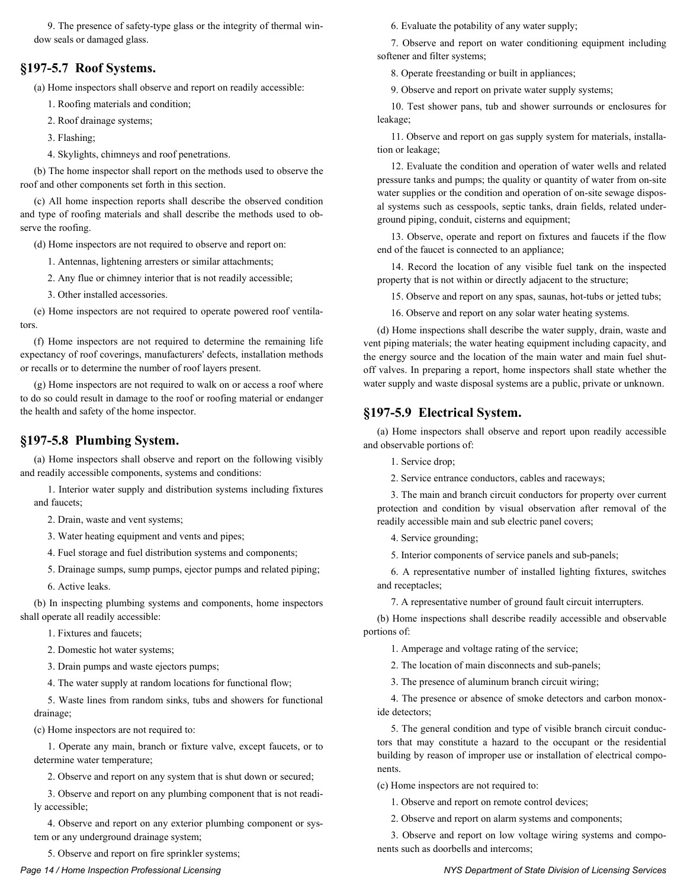9. The presence of safety-type glass or the integrity of thermal window seals or damaged glass.

## §197-5.7 Roof Systems.

(a) Home inspectors shall observe and report on readily accessible:

1. Roofing materials and condition;

2. Roof drainage systems;

3. Flashing;

4. Skylights, chimneys and roof penetrations.

(b) The home inspector shall report on the methods used to observe the roof and other components set forth in this section.

(c) All home inspection reports shall describe the observed condition and type of roofing materials and shall describe the methods used to observe the roofing.

(d) Home inspectors are not required to observe and report on:

1. Antennas, lightening arresters or similar attachments;

2. Any flue or chimney interior that is not readily accessible;

3. Other installed accessories.

(e) Home inspectors are not required to operate powered roof ventilators.

(f) Home inspectors are not required to determine the remaining life expectancy of roof coverings, manufacturers' defects, installation methods or recalls or to determine the number of roof layers present.

(g) Home inspectors are not required to walk on or access a roof where to do so could result in damage to the roof or roofing material or endanger the health and safety of the home inspector.

## §197-5.8 Plumbing System.

(a) Home inspectors shall observe and report on the following visibly and readily accessible components, systems and conditions:

1. Interior water supply and distribution systems including fixtures and faucets;

2. Drain, waste and vent systems;

3. Water heating equipment and vents and pipes;

4. Fuel storage and fuel distribution systems and components;

5. Drainage sumps, sump pumps, ejector pumps and related piping;

6. Active leaks.

(b) In inspecting plumbing systems and components, home inspectors shall operate all readily accessible:

1. Fixtures and faucets;

2. Domestic hot water systems;

3. Drain pumps and waste ejectors pumps;

4. The water supply at random locations for functional flow;

5. Waste lines from random sinks, tubs and showers for functional drainage;

(c) Home inspectors are not required to:

1. Operate any main, branch or fixture valve, except faucets, or to determine water temperature;

2. Observe and report on any system that is shut down or secured;

3. Observe and report on any plumbing component that is not readily accessible;

4. Observe and report on any exterior plumbing component or system or any underground drainage system;

5. Observe and report on fire sprinkler systems;

6. Evaluate the potability of any water supply;

7. Observe and report on water conditioning equipment including softener and filter systems;

8. Operate freestanding or built in appliances;

9. Observe and report on private water supply systems;

10. Test shower pans, tub and shower surrounds or enclosures for leakage;

11. Observe and report on gas supply system for materials, installation or leakage;

12. Evaluate the condition and operation of water wells and related pressure tanks and pumps; the quality or quantity of water from on-site water supplies or the condition and operation of on-site sewage disposal systems such as cesspools, septic tanks, drain fields, related underground piping, conduit, cisterns and equipment;

13. Observe, operate and report on fixtures and faucets if the flow end of the faucet is connected to an appliance;

14. Record the location of any visible fuel tank on the inspected property that is not within or directly adjacent to the structure;

15. Observe and report on any spas, saunas, hot-tubs or jetted tubs;

16. Observe and report on any solar water heating systems.

(d) Home inspections shall describe the water supply, drain, waste and vent piping materials; the water heating equipment including capacity, and the energy source and the location of the main water and main fuel shut-off valves. In preparing a report, home inspectors shall state whether the water supply and waste disposal systems are a public, private or unknown.

## §197-5.9 Electrical System.

(a) Home inspectors shall observe and report upon readily accessible and observable portions of:

1. Service drop;

2. Service entrance conductors, cables and raceways;

3. The main and branch circuit conductors for property over current protection and condition by visual observation after removal of the readily accessible main and sub electric panel covers;

4. Service grounding;

5. Interior components of service panels and sub-panels;

6. A representative number of installed lighting fixtures, switches and receptacles;

7. A representative number of ground fault circuit interrupters.

(b) Home inspections shall describe readily accessible and observable portions of:

1. Amperage and voltage rating of the service;

2. The location of main disconnects and sub-panels;

3. The presence of aluminum branch circuit wiring;

4. The presence or absence of smoke detectors and carbon monoxide detectors;

5. The general condition and type of visible branch circuit conductors that may constitute a hazard to the occupant or the residential building by reason of improper use or installation of electrical components.

(c) Home inspectors are not required to:

1. Observe and report on remote control devices;

2. Observe and report on alarm systems and components;

3. Observe and report on low voltage wiring systems and components such as doorbells and intercoms;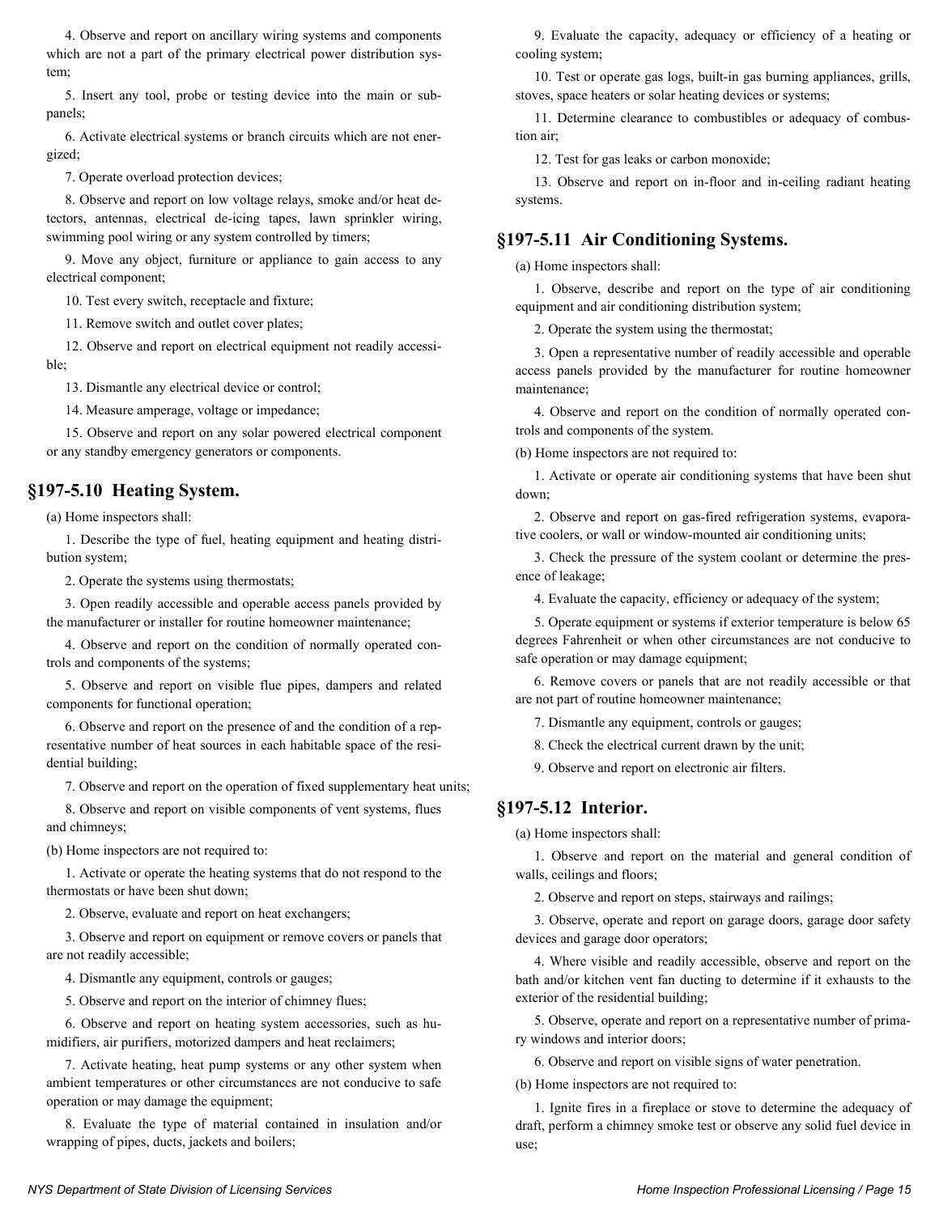4. Observe and report on ancillary wiring systems and components which are not a part of the primary electrical power distribution system;

5. Insert any tool, probe or testing device into the main or sub-panels;

6. Activate electrical systems or branch circuits which are not energized;

7. Operate overload protection devices;

8. Observe and report on low voltage relays, smoke and/or heat detectors, antennas, electrical de-icing tapes, lawn sprinkler wiring, swimming pool wiring or any system controlled by timers;

9. Move any object, furniture or appliance to gain access to any electrical component;

10. Test every switch, receptacle and fixture;

11. Remove switch and outlet cover plates;

12. Observe and report on electrical equipment not readily accessible;

13. Dismantle any electrical device or control;

14. Measure amperage, voltage or impedance;

15. Observe and report on any solar powered electrical component or any standby emergency generators or components.

## §197-5.10 Heating System.

(a) Home inspectors shall:

1. Describe the type of fuel, heating equipment and heating distribution system;

2. Operate the systems using thermostats;

3. Open readily accessible and operable access panels provided by the manufacturer or installer for routine homeowner maintenance;

4. Observe and report on the condition of normally operated controls and components of the systems;

5. Observe and report on visible flue pipes, dampers and related components for functional operation;

6. Observe and report on the presence of and the condition of a representative number of heat sources in each habitable space of the residential building;

7. Observe and report on the operation of fixed supplementary heat units;

8. Observe and report on visible components of vent systems, flues and chimneys;

(b) Home inspectors are not required to:

1. Activate or operate the heating systems that do not respond to the thermostats or have been shut down;

2. Observe, evaluate and report on heat exchangers;

3. Observe and report on equipment or remove covers or panels that are not readily accessible;

4. Dismantle any equipment, controls or gauges;

5. Observe and report on the interior of chimney flues;

6. Observe and report on heating system accessories, such as humidifiers, air purifiers, motorized dampers and heat reclaimers;

7. Activate heating, heat pump systems or any other system when ambient temperatures or other circumstances are not conducive to safe operation or may damage the equipment;

8. Evaluate the type of material contained in insulation and/or wrapping of pipes, ducts, jackets and boilers;

9. Evaluate the capacity, adequacy or efficiency of a heating or cooling system;

10. Test or operate gas logs, built-in gas burning appliances, grills, stoves, space heaters or solar heating devices or systems;

11. Determine clearance to combustibles or adequacy of combustion air;

12. Test for gas leaks or carbon monoxide;

13. Observe and report on in-floor and in-ceiling radiant heating systems.

## §197-5.11 Air Conditioning Systems.

(a) Home inspectors shall:

1. Observe, describe and report on the type of air conditioning equipment and air conditioning distribution system;

2. Operate the system using the thermostat;

3. Open a representative number of readily accessible and operable access panels provided by the manufacturer for routine homeowner maintenance;

4. Observe and report on the condition of normally operated controls and components of the system.

(b) Home inspectors are not required to:

1. Activate or operate air conditioning systems that have been shut down;

2. Observe and report on gas-fired refrigeration systems, evaporative coolers, or wall or window-mounted air conditioning units;

3. Check the pressure of the system coolant or determine the presence of leakage;

4. Evaluate the capacity, efficiency or adequacy of the system;

5. Operate equipment or systems if exterior temperature is below 65 degrees Fahrenheit or when other circumstances are not conducive to safe operation or may damage equipment;

6. Remove covers or panels that are not readily accessible or that are not part of routine homeowner maintenance;

7. Dismantle any equipment, controls or gauges;

8. Check the electrical current drawn by the unit;

9. Observe and report on electronic air filters.

## §197-5.12 Interior.

(a) Home inspectors shall:

1. Observe and report on the material and general condition of walls, ceilings and floors;

2. Observe and report on steps, stairways and railings;

3. Observe, operate and report on garage doors, garage door safety devices and garage door operators;

4. Where visible and readily accessible, observe and report on the bath and/or kitchen vent fan ducting to determine if it exhausts to the exterior of the residential building;

5. Observe, operate and report on a representative number of primary windows and interior doors;

6. Observe and report on visible signs of water penetration.

(b) Home inspectors are not required to:

1. Ignite fires in a fireplace or stove to determine the adequacy of draft, perform a chimney smoke test or observe any solid fuel device in use;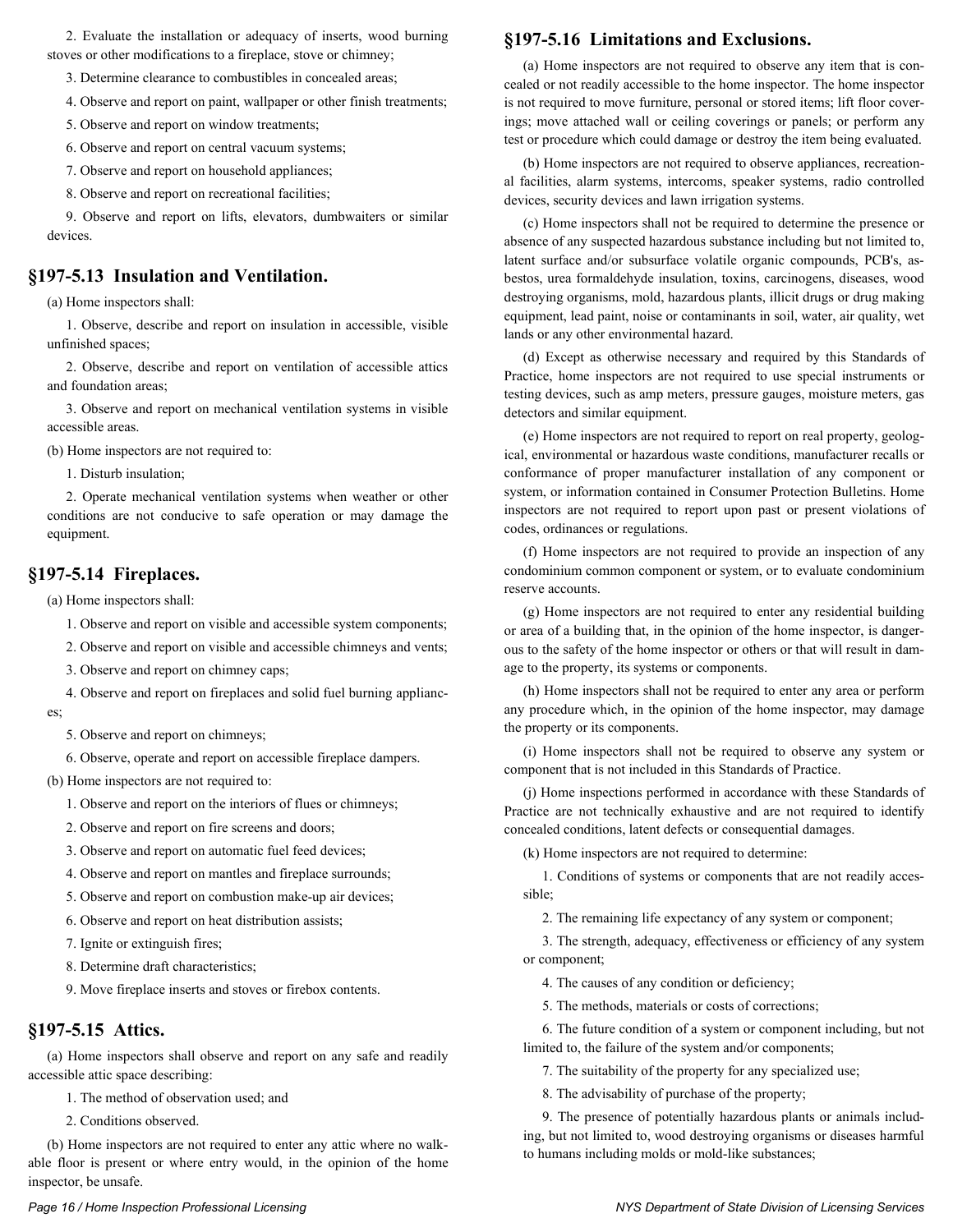2. Evaluate the installation or adequacy of inserts, wood burning stoves or other modifications to a fireplace, stove or chimney;

3. Determine clearance to combustibles in concealed areas;

4. Observe and report on paint, wallpaper or other finish treatments;

5. Observe and report on window treatments;

6. Observe and report on central vacuum systems;

7. Observe and report on household appliances;

8. Observe and report on recreational facilities;

9. Observe and report on lifts, elevators, dumbwaiters or similar devices.

## §197-5.13 Insulation and Ventilation.

(a) Home inspectors shall:

1. Observe, describe and report on insulation in accessible, visible unfinished spaces;

2. Observe, describe and report on ventilation of accessible attics and foundation areas;

3. Observe and report on mechanical ventilation systems in visible accessible areas.

(b) Home inspectors are not required to:

1. Disturb insulation;

2. Operate mechanical ventilation systems when weather or other conditions are not conducive to safe operation or may damage the equipment.

## §197-5.14 Fireplaces.

(a) Home inspectors shall:

1. Observe and report on visible and accessible system components;

2. Observe and report on visible and accessible chimneys and vents;

3. Observe and report on chimney caps;

4. Observe and report on fireplaces and solid fuel burning appliances;

5. Observe and report on chimneys;

6. Observe, operate and report on accessible fireplace dampers.

(b) Home inspectors are not required to:

1. Observe and report on the interiors of flues or chimneys;

2. Observe and report on fire screens and doors;

3. Observe and report on automatic fuel feed devices;

4. Observe and report on mantles and fireplace surrounds;

5. Observe and report on combustion make-up air devices;

6. Observe and report on heat distribution assists;

7. Ignite or extinguish fires;

8. Determine draft characteristics;

9. Move fireplace inserts and stoves or firebox contents.

## §197-5.15 Attics.

(a) Home inspectors shall observe and report on any safe and readily accessible attic space describing:

1. The method of observation used; and

2. Conditions observed.

(b) Home inspectors are not required to enter any attic where no walkable floor is present or where entry would, in the opinion of the home inspector, be unsafe.

## §197-5.16 Limitations and Exclusions.

(a) Home inspectors are not required to observe any item that is concealed or not readily accessible to the home inspector. The home inspector is not required to move furniture, personal or stored items; lift floor coverings; move attached wall or ceiling coverings or panels; or perform any test or procedure which could damage or destroy the item being evaluated.

(b) Home inspectors are not required to observe appliances, recreational facilities, alarm systems, intercoms, speaker systems, radio controlled devices, security devices and lawn irrigation systems.

(c) Home inspectors shall not be required to determine the presence or absence of any suspected hazardous substance including but not limited to, latent surface and/or subsurface volatile organic compounds, PCB's, asbestos, urea formaldehyde insulation, toxins, carcinogens, diseases, wood destroying organisms, mold, hazardous plants, illicit drugs or drug making equipment, lead paint, noise or contaminants in soil, water, air quality, wet lands or any other environmental hazard.

(d) Except as otherwise necessary and required by this Standards of Practice, home inspectors are not required to use special instruments or testing devices, such as amp meters, pressure gauges, moisture meters, gas detectors and similar equipment.

(e) Home inspectors are not required to report on real property, geological, environmental or hazardous waste conditions, manufacturer recalls or conformance of proper manufacturer installation of any component or system, or information contained in Consumer Protection Bulletins. Home inspectors are not required to report upon past or present violations of codes, ordinances or regulations.

(f) Home inspectors are not required to provide an inspection of any condominium common component or system, or to evaluate condominium reserve accounts.

(g) Home inspectors are not required to enter any residential building or area of a building that, in the opinion of the home inspector, is dangerous to the safety of the home inspector or others or that will result in damage to the property, its systems or components.

(h) Home inspectors shall not be required to enter any area or perform any procedure which, in the opinion of the home inspector, may damage the property or its components.

(i) Home inspectors shall not be required to observe any system or component that is not included in this Standards of Practice.

(j) Home inspections performed in accordance with these Standards of Practice are not technically exhaustive and are not required to identify concealed conditions, latent defects or consequential damages.

(k) Home inspectors are not required to determine:

1. Conditions of systems or components that are not readily accessible;

2. The remaining life expectancy of any system or component;

3. The strength, adequacy, effectiveness or efficiency of any system or component;

4. The causes of any condition or deficiency;

5. The methods, materials or costs of corrections;

6. The future condition of a system or component including, but not limited to, the failure of the system and/or components;

7. The suitability of the property for any specialized use;

8. The advisability of purchase of the property;

9. The presence of potentially hazardous plants or animals including, but not limited to, wood destroying organisms or diseases harmful to humans including molds or mold-like substances;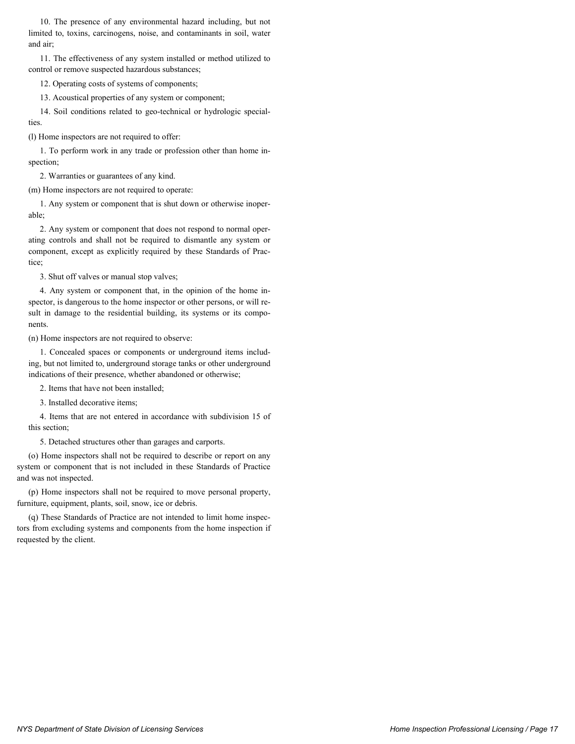10. The presence of any environmental hazard including, but not limited to, toxins, carcinogens, noise, and contaminants in soil, water and air;

11. The effectiveness of any system installed or method utilized to control or remove suspected hazardous substances;

12. Operating costs of systems of components;

13. Acoustical properties of any system or component;

14. Soil conditions related to geo-technical or hydrologic specialties.

(l) Home inspectors are not required to offer:

1. To perform work in any trade or profession other than home inspection;

2. Warranties or guarantees of any kind.

(m) Home inspectors are not required to operate:

1. Any system or component that is shut down or otherwise inoperable;

2. Any system or component that does not respond to normal operating controls and shall not be required to dismantle any system or component, except as explicitly required by these Standards of Practice;

3. Shut off valves or manual stop valves;

4. Any system or component that, in the opinion of the home inspector, is dangerous to the home inspector or other persons, or will result in damage to the residential building, its systems or its components.

(n) Home inspectors are not required to observe:

1. Concealed spaces or components or underground items including, but not limited to, underground storage tanks or other underground indications of their presence, whether abandoned or otherwise;

2. Items that have not been installed;

3. Installed decorative items;

4. Items that are not entered in accordance with subdivision 15 of this section;

5. Detached structures other than garages and carports.

(o) Home inspectors shall not be required to describe or report on any system or component that is not included in these Standards of Practice and was not inspected.

(p) Home inspectors shall not be required to move personal property, furniture, equipment, plants, soil, snow, ice or debris.

(q) These Standards of Practice are not intended to limit home inspectors from excluding systems and components from the home inspection if requested by the client.